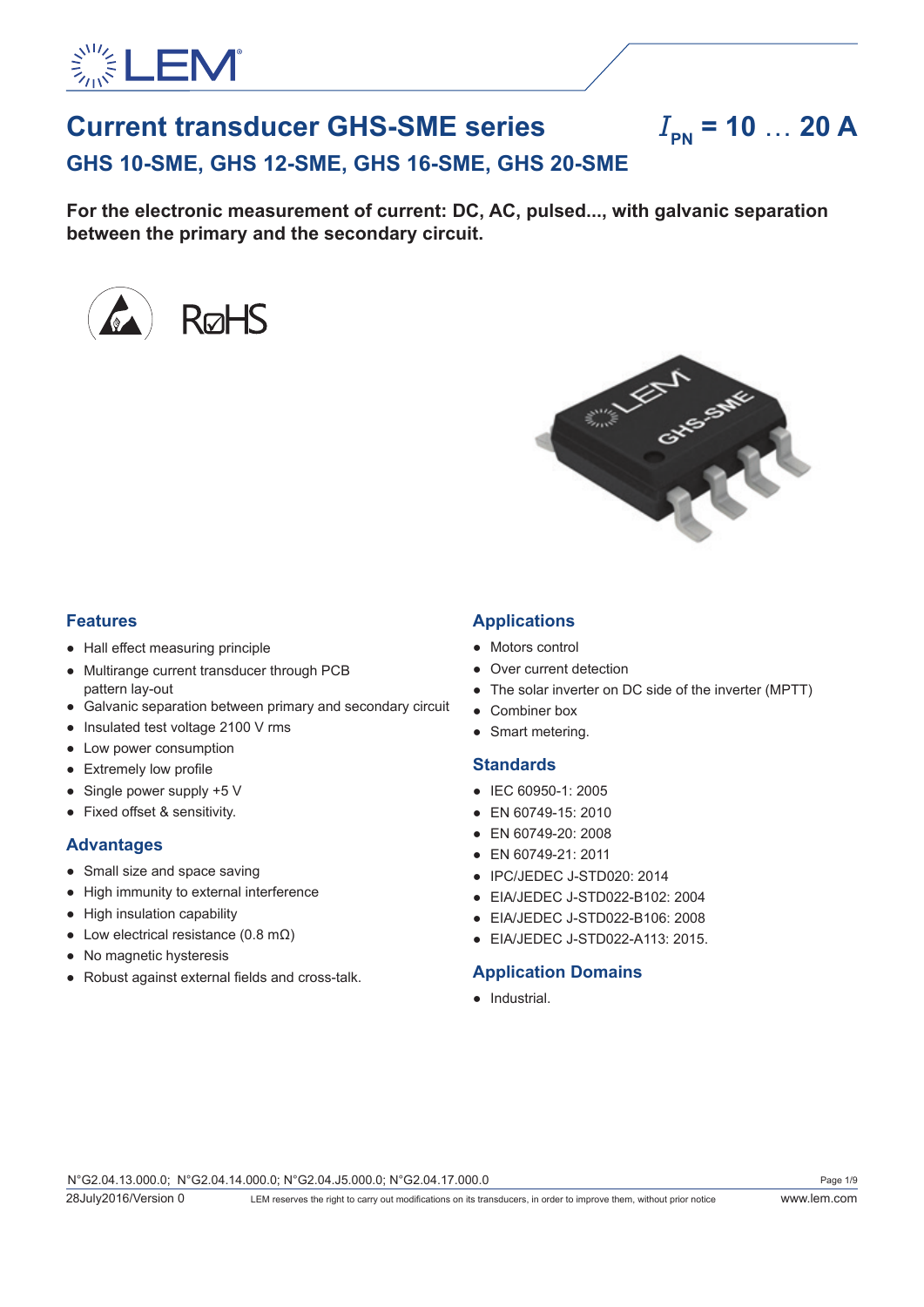# Current transducer GHS-SME series

$I_{PN}$ = 10 … 20 A

## GHS 10-SME, GHS 12-SME, GHS 16-SME, GHS 20-SME

**For the electronic measurement of current: DC, AC, pulsed..., with galvanic separation between the primary and the secondary circuit.**

## Features

- Hall effect measuring principle
- Multirange current transducer through PCB pattern lay-out
- Galvanic separation between primary and secondary circuit
- Insulated test voltage 2100 V rms
- Low power consumption
- Extremely low profile
- Single power supply +5 V
- Fixed offset & sensitivity.

## Advantages

- Small size and space saving
- High immunity to external interference
- High insulation capability
- Low electrical resistance (0.8 mΩ)
- No magnetic hysteresis
- Robust against external fields and cross-talk.

## Applications

- Motors control
- Over current detection
- The solar inverter on DC side of the inverter (MPTT)
- Combiner box
- Smart metering.

## Standards

- IEC 60950-1: 2005
- EN 60749-15: 2010
- EN 60749-20: 2008
- EN 60749-21: 2011
- IPC/JEDEC J-STD020: 2014
- EIA/JEDEC J-STD022-B102: 2004
- EIA/JEDEC J-STD022-B106: 2008
- EIA/JEDEC J-STD022-A113: 2015.

## Application Domains

- Industrial.

N°G2.04.13.000.0; N°G2.04.14.000.0; N°G2.04.J5.000.0; N°G2.04.17.000.0

28July2016/Version 0 LEM reserves the right to carry out modifications on its transducers, in order to improve them, without prior notice www.lem.com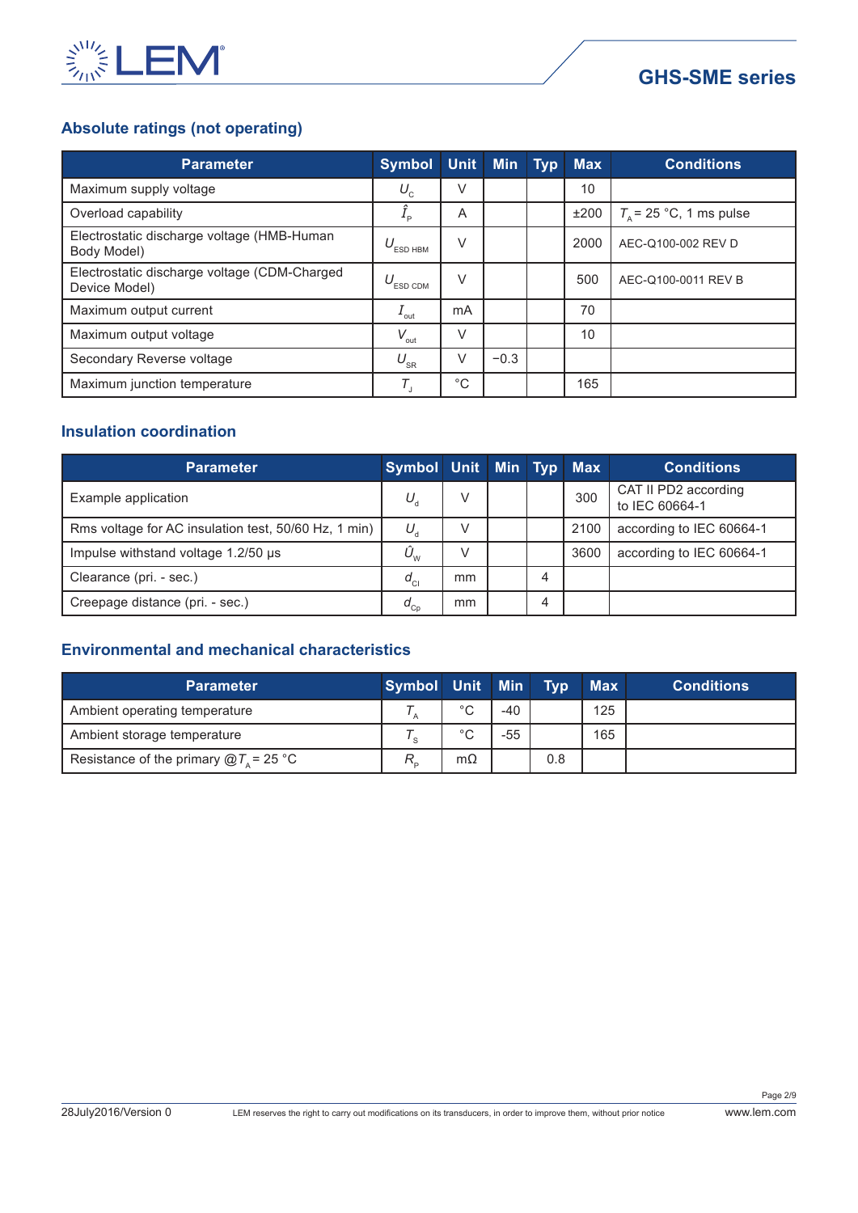## Absolute ratings (not operating)

| Parameter | Symbol | Unit | Min | Typ | Max | Conditions |
|---|---|---|---|---|---|---|
| Maximum supply voltage | $U_C$ | V | | | 10 | |
| Overload capability | $\hat{I}_P$ | A | | | ±200 | $T_A$ = 25 °C, 1 ms pulse |
| Electrostatic discharge voltage (HMB-Human Body Model) | $U_{ESD\ HBM}$ | V | | | 2000 | AEC-Q100-002 REV D |
| Electrostatic discharge voltage (CDM-Charged Device Model) | $U_{ESD\ CDM}$ | V | | | 500 | AEC-Q100-0011 REV B |
| Maximum output current | $I_{out}$ | mA | | | 70 | |
| Maximum output voltage | $V_{out}$ | V | | | 10 | |
| Secondary Reverse voltage | $U_{SR}$ | V | −0.3 | | | |
| Maximum junction temperature | $T_J$ | °C | | | 165 | |

## Insulation coordination

| Parameter | Symbol | Unit | Min | Typ | Max | Conditions |
|---|---|---|---|---|---|---|
| Example application | $U_d$ | V | | | 300 | CAT II PD2 according to IEC 60664-1 |
| Rms voltage for AC insulation test, 50/60 Hz, 1 min) | $U_d$ | V | | | 2100 | according to IEC 60664-1 |
| Impulse withstand voltage 1.2/50 µs | $\hat{U}_W$ | V | | | 3600 | according to IEC 60664-1 |
| Clearance (pri. - sec.) | $d_{Cl}$ | mm | | 4 | | |
| Creepage distance (pri. - sec.) | $d_{Cp}$ | mm | | 4 | | |

## Environmental and mechanical characteristics

| Parameter | Symbol | Unit | Min | Typ | Max | Conditions |
|---|---|---|---|---|---|---|
| Ambient operating temperature | $T_A$ | °C | -40 | | 125 | |
| Ambient storage temperature | $T_S$ | °C | -55 | | 165 | |
| Resistance of the primary @$T_A$ = 25 °C | $R_P$ | mΩ | | 0.8 | | |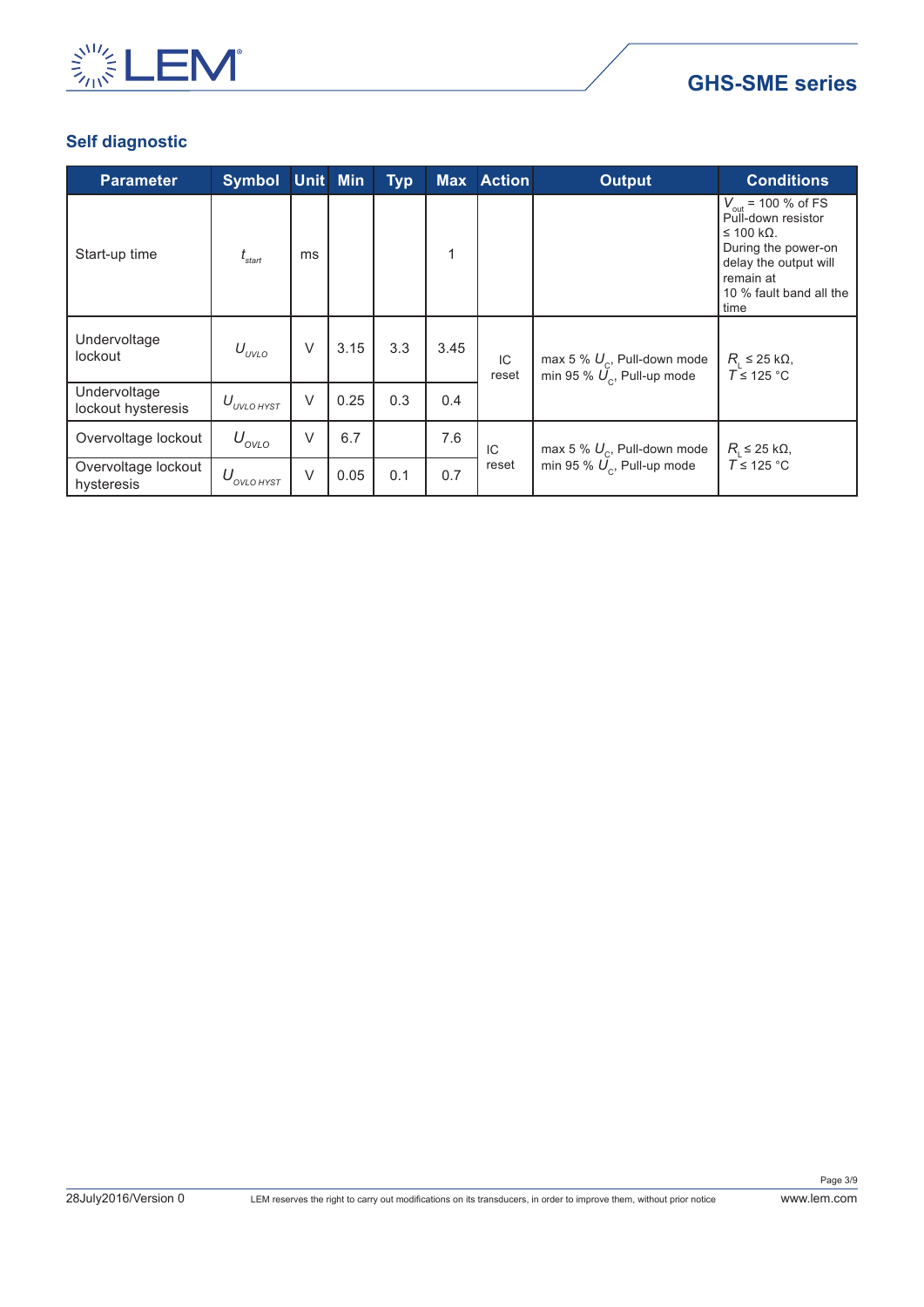## Self diagnostic

| Parameter | Symbol | Unit | Min | Typ | Max | Action | Output | Conditions |
|---|---|---|---|---|---|---|---|---|
| Start-up time | $t_{start}$ | ms | | | 1 | | | $V_{out}$ = 100 % of FS Pull-down resistor ≤ 100 kΩ. During the power-on delay the output will remain at 10 % fault band all the time |
| Undervoltage lockout | $U_{UVLO}$ | V | 3.15 | 3.3 | 3.45 | IC reset | max 5 % $U_C$, Pull-down mode min 95 % $U_C$, Pull-up mode | $R_L$ ≤ 25 kΩ, $T$ ≤ 125 °C |
| Undervoltage lockout hysteresis | $U_{UVLO\ HYST}$ | V | 0.25 | 0.3 | 0.4 | | | |
| Overvoltage lockout | $U_{OVLO}$ | V | 6.7 | | 7.6 | IC reset | max 5 % $U_C$, Pull-down mode min 95 % $U_C$, Pull-up mode | $R_L$ ≤ 25 kΩ, $T$ ≤ 125 °C |
| Overvoltage lockout hysteresis | $U_{OVLO\ HYST}$ | V | 0.05 | 0.1 | 0.7 | | | |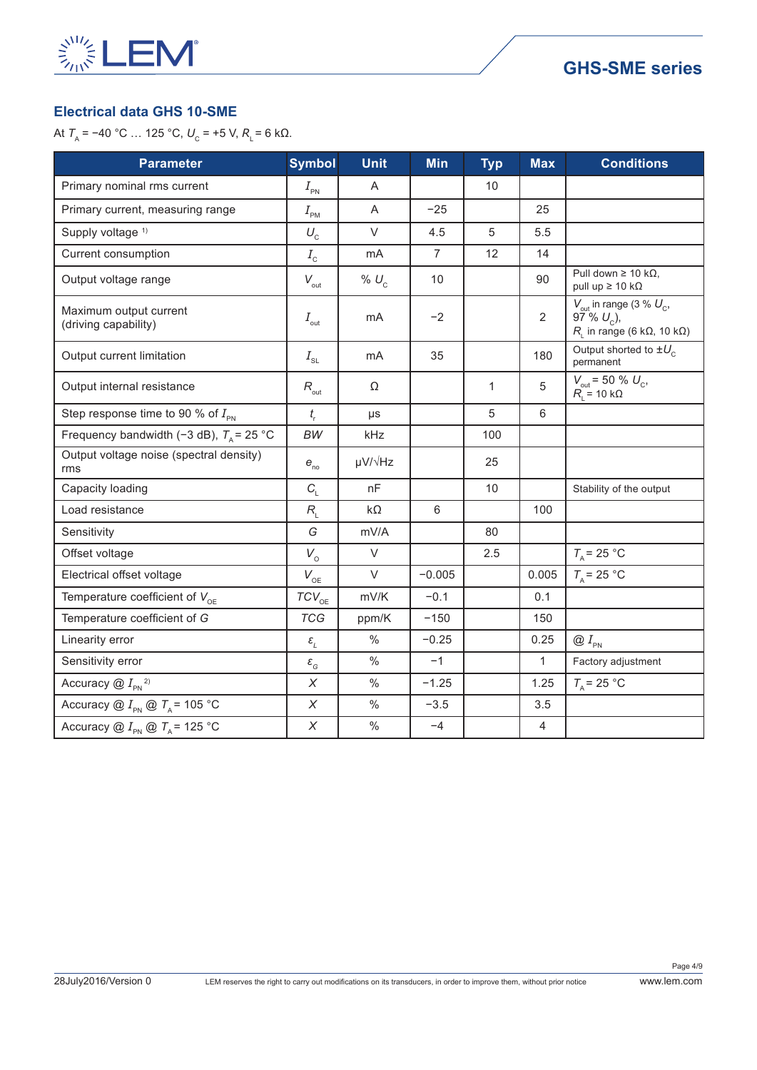## Electrical data GHS 10-SME

At $T_A$ = −40 °C … 125 °C, $U_C$ = +5 V, $R_L$ = 6 kΩ.

| Parameter | Symbol | Unit | Min | Typ | Max | Conditions |
|---|---|---|---|---|---|---|
| Primary nominal rms current | $I_{PN}$ | A | | 10 | | |
| Primary current, measuring range | $I_{PM}$ | A | −25 | | 25 | |
| Supply voltage [1] | $U_C$ | V | 4.5 | 5 | 5.5 | |
| Current consumption | $I_C$ | mA | 7 | 12 | 14 | |
| Output voltage range | $V_{out}$ | % $U_C$ | 10 | | 90 | Pull down ≥ 10 kΩ, pull up ≥ 10 kΩ |
| Maximum output current (driving capability) | $I_{out}$ | mA | −2 | | 2 | $V_{out}$ in range (3 % $U_C$, 97 % $U_C$), $R_L$ in range (6 kΩ, 10 kΩ) |
| Output current limitation | $I_{SL}$ | mA | 35 | | 180 | Output shorted to ±$U_C$ permanent |
| Output internal resistance | $R_{out}$ | Ω | | 1 | 5 | $V_{out}$ = 50 % $U_C$, $R_L$ = 10 kΩ |
| Step response time to 90 % of $I_{PN}$ | $t_r$ | µs | | 5 | 6 | |
| Frequency bandwidth (−3 dB), $T_A$ = 25 °C | $BW$ | kHz | | 100 | | |
| Output voltage noise (spectral density) rms | $e_{no}$ | µV/√Hz | | 25 | | |
| Capacity loading | $C_L$ | nF | | 10 | | Stability of the output |
| Load resistance | $R_L$ | kΩ | 6 | | 100 | |
| Sensitivity | $G$ | mV/A | | 80 | | |
| Offset voltage | $V_O$ | V | | 2.5 | | $T_A$ = 25 °C |
| Electrical offset voltage | $V_{OE}$ | V | −0.005 | | 0.005 | $T_A$ = 25 °C |
| Temperature coefficient of $V_{OE}$ | $TCV_{OE}$ | mV/K | −0.1 | | 0.1 | |
| Temperature coefficient of $G$ | $TCG$ | ppm/K | −150 | | 150 | |
| Linearity error | $\varepsilon_L$ | % | −0.25 | | 0.25 | @ $I_{PN}$ |
| Sensitivity error | $\varepsilon_G$ | % | −1 | | 1 | Factory adjustment |
| Accuracy @ $I_{PN}$ [2] | $X$ | % | −1.25 | | 1.25 | $T_A$ = 25 °C |
| Accuracy @ $I_{PN}$ @ $T_A$ = 105 °C | $X$ | % | −3.5 | | 3.5 | |
| Accuracy @ $I_{PN}$ @ $T_A$ = 125 °C | $X$ | % | −4 | | 4 | |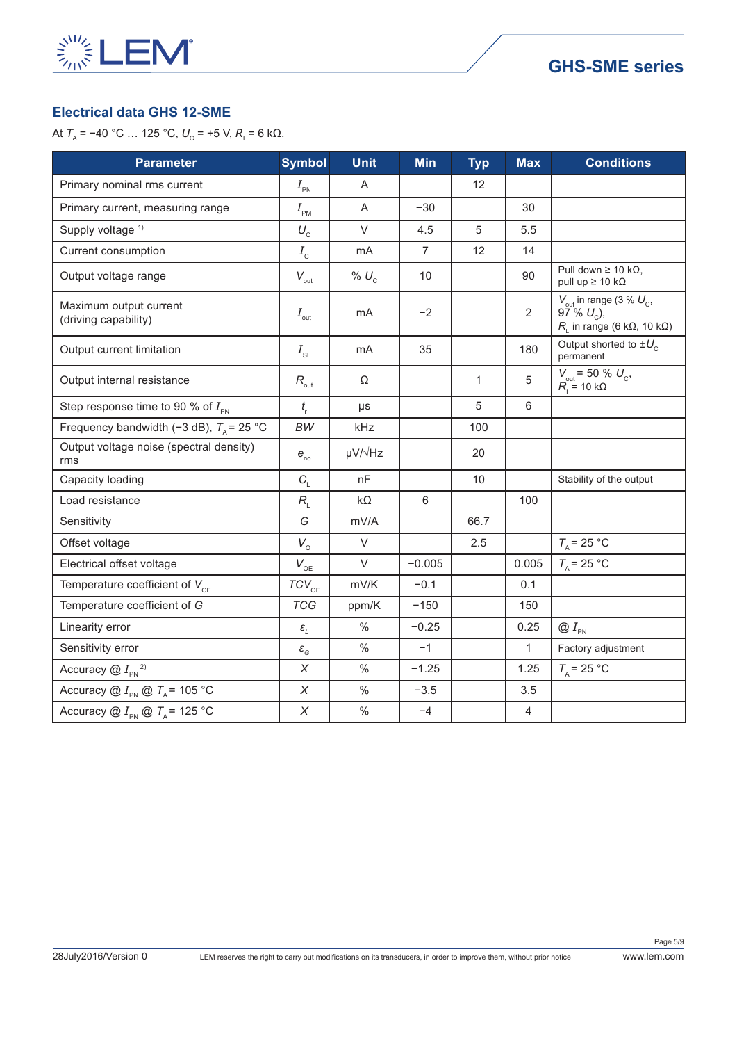## Electrical data GHS 12-SME

At $T_A$ = −40 °C … 125 °C, $U_C$ = +5 V, $R_L$ = 6 kΩ.

| Parameter | Symbol | Unit | Min | Typ | Max | Conditions |
|---|---|---|---|---|---|---|
| Primary nominal rms current | $I_{PN}$ | A | | 12 | | |
| Primary current, measuring range | $I_{PM}$ | A | −30 | | 30 | |
| Supply voltage [1] | $U_C$ | V | 4.5 | 5 | 5.5 | |
| Current consumption | $I_C$ | mA | 7 | 12 | 14 | |
| Output voltage range | $V_{out}$ | % $U_C$ | 10 | | 90 | Pull down ≥ 10 kΩ, pull up ≥ 10 kΩ |
| Maximum output current (driving capability) | $I_{out}$ | mA | −2 | | 2 | $V_{out}$ in range (3 % $U_C$, 97 % $U_C$), $R_L$ in range (6 kΩ, 10 kΩ) |
| Output current limitation | $I_{SL}$ | mA | 35 | | 180 | Output shorted to ±$U_C$ permanent |
| Output internal resistance | $R_{out}$ | Ω | | 1 | 5 | $V_{out}$ = 50 % $U_C$, $R_L$ = 10 kΩ |
| Step response time to 90 % of $I_{PN}$ | $t_r$ | µs | | 5 | 6 | |
| Frequency bandwidth (−3 dB), $T_A$ = 25 °C | $BW$ | kHz | | 100 | | |
| Output voltage noise (spectral density) rms | $e_{no}$ | µV/√Hz | | 20 | | |
| Capacity loading | $C_L$ | nF | | 10 | | Stability of the output |
| Load resistance | $R_L$ | kΩ | 6 | | 100 | |
| Sensitivity | $G$ | mV/A | | 66.7 | | |
| Offset voltage | $V_O$ | V | | 2.5 | | $T_A$ = 25 °C |
| Electrical offset voltage | $V_{OE}$ | V | −0.005 | | 0.005 | $T_A$ = 25 °C |
| Temperature coefficient of $V_{OE}$ | $TCV_{OE}$ | mV/K | −0.1 | | 0.1 | |
| Temperature coefficient of $G$ | $TCG$ | ppm/K | −150 | | 150 | |
| Linearity error | $\varepsilon_L$ | % | −0.25 | | 0.25 | @ $I_{PN}$ |
| Sensitivity error | $\varepsilon_G$ | % | −1 | | 1 | Factory adjustment |
| Accuracy @ $I_{PN}$ [2] | $X$ | % | −1.25 | | 1.25 | $T_A$ = 25 °C |
| Accuracy @ $I_{PN}$ @ $T_A$ = 105 °C | $X$ | % | −3.5 | | 3.5 | |
| Accuracy @ $I_{PN}$ @ $T_A$ = 125 °C | $X$ | % | −4 | | 4 | |

28July2016/Version 0 — LEM reserves the right to carry out modifications on its transducers, in order to improve them, without prior notice — www.lem.com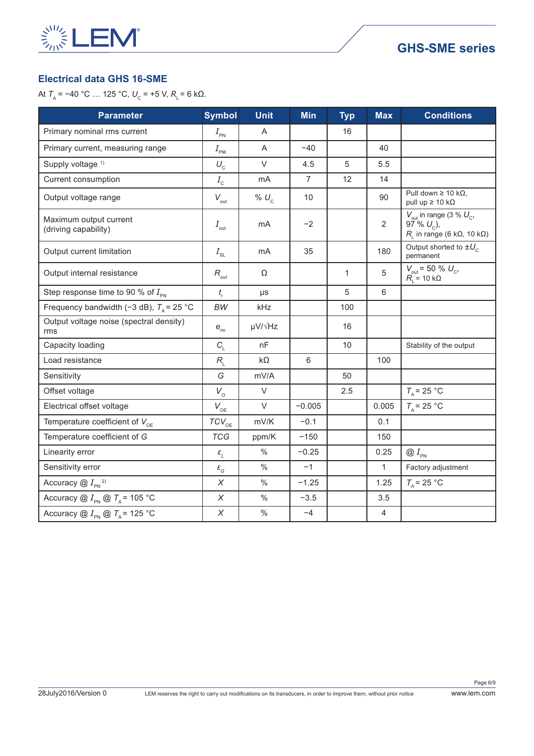## Electrical data GHS 16-SME

At $T_A$ = −40 °C … 125 °C, $U_C$ = +5 V, $R_L$ = 6 kΩ.

| Parameter | Symbol | Unit | Min | Typ | Max | Conditions |
|---|---|---|---|---|---|---|
| Primary nominal rms current | $I_{PN}$ | A | | 16 | | |
| Primary current, measuring range | $I_{PM}$ | A | −40 | | 40 | |
| Supply voltage [1)] | $U_C$ | V | 4.5 | 5 | 5.5 | |
| Current consumption | $I_C$ | mA | 7 | 12 | 14 | |
| Output voltage range | $V_{out}$ | % $U_C$ | 10 | | 90 | Pull down ≥ 10 kΩ, pull up ≥ 10 kΩ |
| Maximum output current (driving capability) | $I_{out}$ | mA | −2 | | 2 | $V_{out}$ in range (3 % $U_C$, 97 % $U_C$), $R_L$ in range (6 kΩ, 10 kΩ) |
| Output current limitation | $I_{SL}$ | mA | 35 | | 180 | Output shorted to ±$U_C$ permanent |
| Output internal resistance | $R_{out}$ | Ω | | 1 | 5 | $V_{out}$ = 50 % $U_C$, $R_L$ = 10 kΩ |
| Step response time to 90 % of $I_{PN}$ | $t_r$ | µs | | 5 | 6 | |
| Frequency bandwidth (−3 dB), $T_A$ = 25 °C | $BW$ | kHz | | 100 | | |
| Output voltage noise (spectral density) rms | $e_{no}$ | µV/√Hz | | 16 | | |
| Capacity loading | $C_L$ | nF | | 10 | | Stability of the output |
| Load resistance | $R_L$ | kΩ | 6 | | 100 | |
| Sensitivity | $G$ | mV/A | | 50 | | |
| Offset voltage | $V_O$ | V | | 2.5 | | $T_A$ = 25 °C |
| Electrical offset voltage | $V_{OE}$ | V | −0.005 | | 0.005 | $T_A$ = 25 °C |
| Temperature coefficient of $V_{OE}$ | $TCV_{OE}$ | mV/K | −0.1 | | 0.1 | |
| Temperature coefficient of $G$ | $TCG$ | ppm/K | −150 | | 150 | |
| Linearity error | $\varepsilon_L$ | % | −0.25 | | 0.25 | @ $I_{PN}$ |
| Sensitivity error | $\varepsilon_G$ | % | −1 | | 1 | Factory adjustment |
| Accuracy @ $I_{PN}$ [2)] | $X$ | % | −1.25 | | 1.25 | $T_A$ = 25 °C |
| Accuracy @ $I_{PN}$ @ $T_A$ = 105 °C | $X$ | % | −3.5 | | 3.5 | |
| Accuracy @ $I_{PN}$ @ $T_A$ = 125 °C | $X$ | % | −4 | | 4 | |

28July2016/Version 0

LEM reserves the right to carry out modifications on its transducers, in order to improve them, without prior notice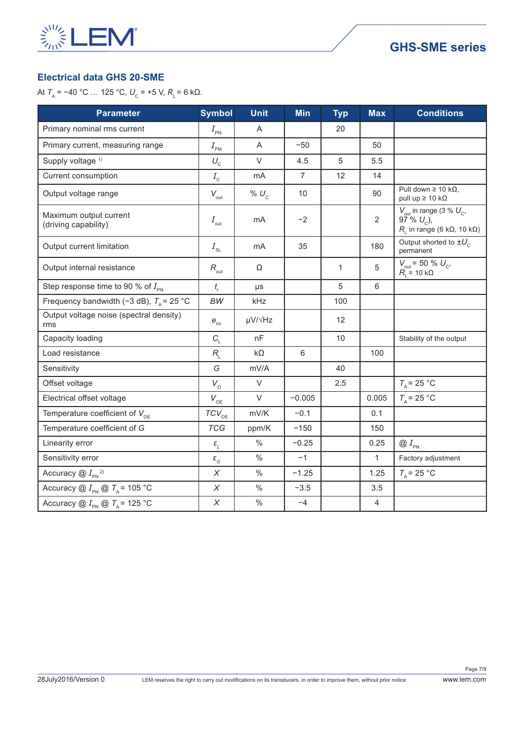## Electrical data GHS 20-SME

At $T_A$ = −40 °C … 125 °C, $U_C$ = +5 V, $R_L$ = 6 kΩ.

| Parameter | Symbol | Unit | Min | Typ | Max | Conditions |
|---|---|---|---|---|---|---|
| Primary nominal rms current | $I_{PN}$ | A | | 20 | | |
| Primary current, measuring range | $I_{PM}$ | A | −50 | | 50 | |
| Supply voltage [1] | $U_C$ | V | 4.5 | 5 | 5.5 | |
| Current consumption | $I_C$ | mA | 7 | 12 | 14 | |
| Output voltage range | $V_{out}$ | % $U_C$ | 10 | | 90 | Pull down ≥ 10 kΩ, pull up ≥ 10 kΩ |
| Maximum output current (driving capability) | $I_{out}$ | mA | −2 | | 2 | $V_{out}$ in range (3 % $U_C$, 97 % $U_C$), $R_L$ in range (6 kΩ, 10 kΩ) |
| Output current limitation | $I_{SL}$ | mA | 35 | | 180 | Output shorted to ±$U_C$ permanent |
| Output internal resistance | $R_{out}$ | Ω | | 1 | 5 | $V_{out}$ = 50 % $U_C$, $R_L$ = 10 kΩ |
| Step response time to 90 % of $I_{PN}$ | $t_r$ | µs | | 5 | 6 | |
| Frequency bandwidth (−3 dB), $T_A$ = 25 °C | $BW$ | kHz | | 100 | | |
| Output voltage noise (spectral density) rms | $e_{no}$ | µV/√Hz | | 12 | | |
| Capacity loading | $C_L$ | nF | | 10 | | Stability of the output |
| Load resistance | $R_L$ | kΩ | 6 | | 100 | |
| Sensitivity | $G$ | mV/A | | 40 | | |
| Offset voltage | $V_O$ | V | | 2.5 | | $T_A$ = 25 °C |
| Electrical offset voltage | $V_{OE}$ | V | −0.005 | | 0.005 | $T_A$ = 25 °C |
| Temperature coefficient of $V_{OE}$ | $TCV_{OE}$ | mV/K | −0.1 | | 0.1 | |
| Temperature coefficient of $G$ | $TCG$ | ppm/K | −150 | | 150 | |
| Linearity error | $\varepsilon_L$ | % | −0.25 | | 0.25 | @ $I_{PN}$ |
| Sensitivity error | $\varepsilon_G$ | % | −1 | | 1 | Factory adjustment |
| Accuracy @ $I_{PN}$ [2] | $X$ | % | −1.25 | | 1.25 | $T_A$ = 25 °C |
| Accuracy @ $I_{PN}$ @ $T_A$ = 105 °C | $X$ | % | −3.5 | | 3.5 | |
| Accuracy @ $I_{PN}$ @ $T_A$ = 125 °C | $X$ | % | −4 | | 4 | |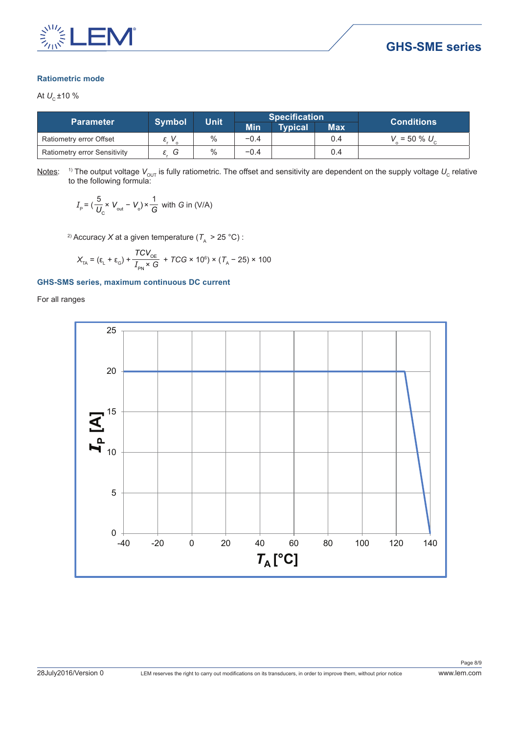### Ratiometric mode

At $U_C$ ±10 %

| Parameter | Symbol | Unit | Specification | | | Conditions |
|---|---|---|---|---|---|---|
| | | | Min | Typical | Max | |
| Ratiometry error Offset | $\varepsilon_r V_o$ | % | −0.4 | | 0.4 | $V_o$ = 50 % $U_C$ |
| Ratiometry error Sensitivity | $\varepsilon_r G$ | % | −0.4 | | 0.4 | |

Notes: [1] The output voltage $V_{OUT}$ is fully ratiometric. The offset and sensitivity are dependent on the supply voltage $U_C$ relative to the following formula:

$$I_P = \left(\frac{5}{U_C} \times V_{out} - V_o\right) \times \frac{1}{G} \text{ with } G \text{ in (V/A)}$$

[2] Accuracy $X$ at a given temperature ($T_A$ > 25 °C) :

$$X_{TA} = (\varepsilon_L + \varepsilon_G) + \frac{TCV_{OE}}{I_{PN} \times G} + TCG \times 10^6) \times (T_A - 25) \times 100$$

### GHS-SMS series, maximum continuous DC current

For all ranges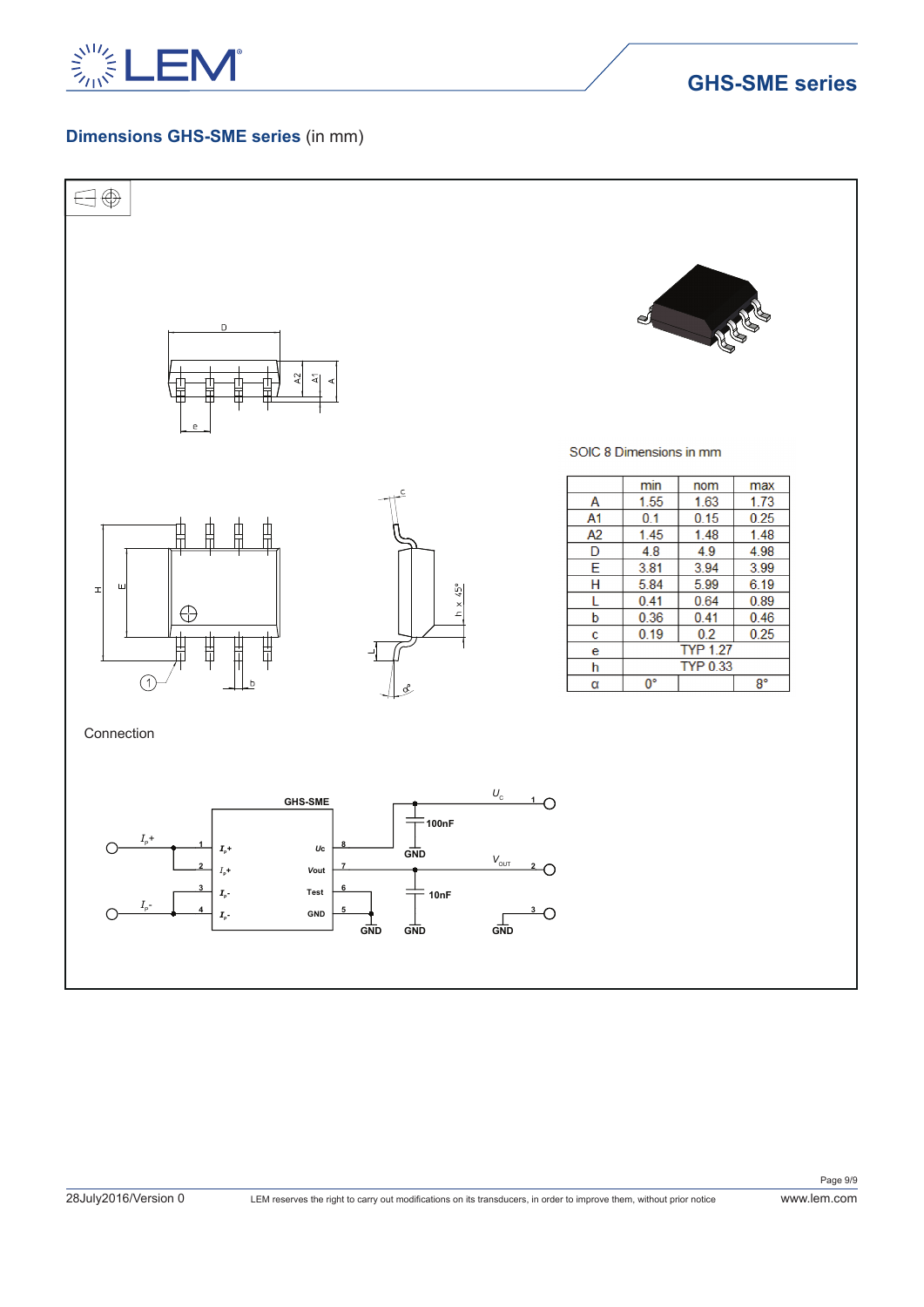## Dimensions GHS-SME series (in mm)

SOIC 8 Dimensions in mm

| | min | nom | max |
|---|---|---|---|
| A | 1.55 | 1.63 | 1.73 |
| A1 | 0.1 | 0.15 | 0.25 |
| A2 | 1.45 | 1.48 | 1.48 |
| D | 4.8 | 4.9 | 4.98 |
| E | 3.81 | 3.94 | 3.99 |
| H | 5.84 | 5.99 | 6.19 |
| L | 0.41 | 0.64 | 0.89 |
| b | 0.36 | 0.41 | 0.46 |
| c | 0.19 | 0.2 | 0.25 |
| e | TYP 1.27 | | |
| h | TYP 0.33 | | |
| α | 0° | | 8° |

Connection

GHS-SME

$I_P$+ 1 $I_P$+
2 $I_P$+
3 $I_P$-
$I_P$- 4 $I_P$-

Uc 8
Vout 7
Test 6
GND 5

$U_C$ 1
100nF
GND
$V_{OUT}$ 2
10nF
GND
GND
GND 3